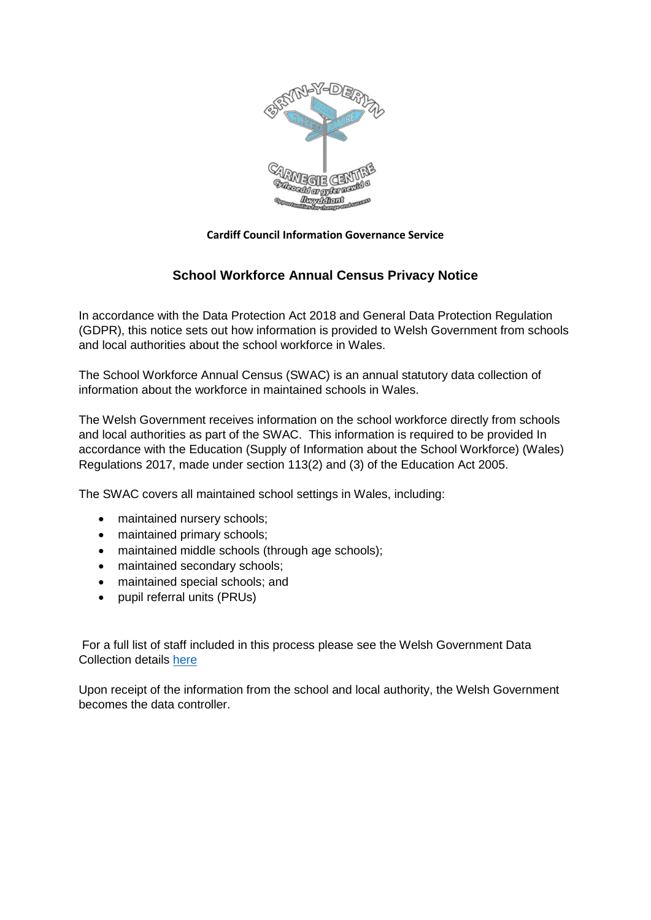**Cardiff Council Information Governance Service**

## School Workforce Annual Census Privacy Notice

In accordance with the Data Protection Act 2018 and General Data Protection Regulation (GDPR), this notice sets out how information is provided to Welsh Government from schools and local authorities about the school workforce in Wales.

The School Workforce Annual Census (SWAC) is an annual statutory data collection of information about the workforce in maintained schools in Wales.

The Welsh Government receives information on the school workforce directly from schools and local authorities as part of the SWAC. This information is required to be provided In accordance with the Education (Supply of Information about the School Workforce) (Wales) Regulations 2017, made under section 113(2) and (3) of the Education Act 2005.

The SWAC covers all maintained school settings in Wales, including:

- maintained nursery schools;
- maintained primary schools;
- maintained middle schools (through age schools);
- maintained secondary schools;
- maintained special schools; and
- pupil referral units (PRUs)

For a full list of staff included in this process please see the Welsh Government Data Collection details here

Upon receipt of the information from the school and local authority, the Welsh Government becomes the data controller.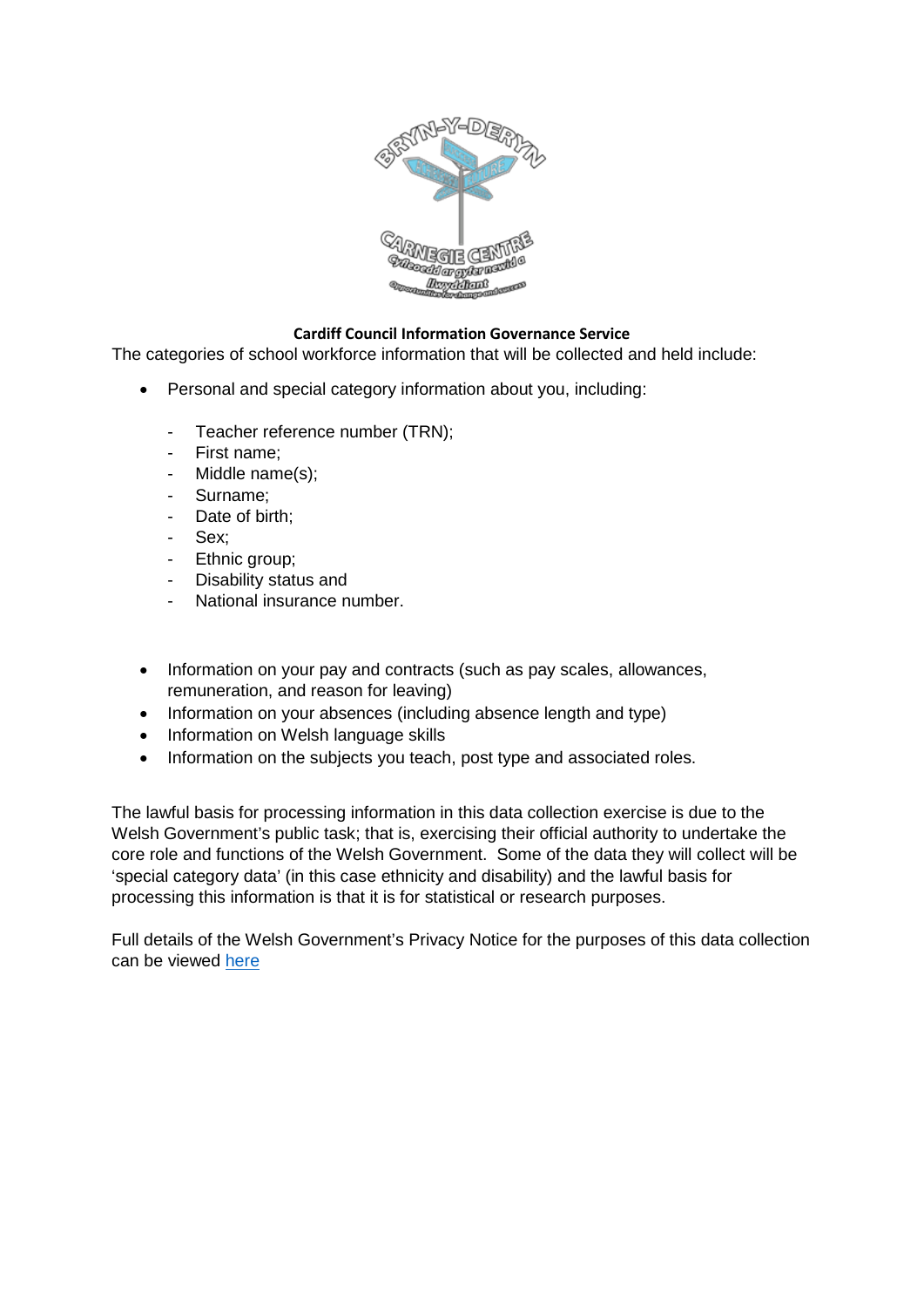**Cardiff Council Information Governance Service**

The categories of school workforce information that will be collected and held include:

- Personal and special category information about you, including:
    - Teacher reference number (TRN);
    - First name;
    - Middle name(s);
    - Surname;
    - Date of birth;
    - Sex;
    - Ethnic group;
    - Disability status and
    - National insurance number.

- Information on your pay and contracts (such as pay scales, allowances, remuneration, and reason for leaving)
- Information on your absences (including absence length and type)
- Information on Welsh language skills
- Information on the subjects you teach, post type and associated roles.

The lawful basis for processing information in this data collection exercise is due to the Welsh Government's public task; that is, exercising their official authority to undertake the core role and functions of the Welsh Government. Some of the data they will collect will be 'special category data' (in this case ethnicity and disability) and the lawful basis for processing this information is that it is for statistical or research purposes.

Full details of the Welsh Government's Privacy Notice for the purposes of this data collection can be viewed here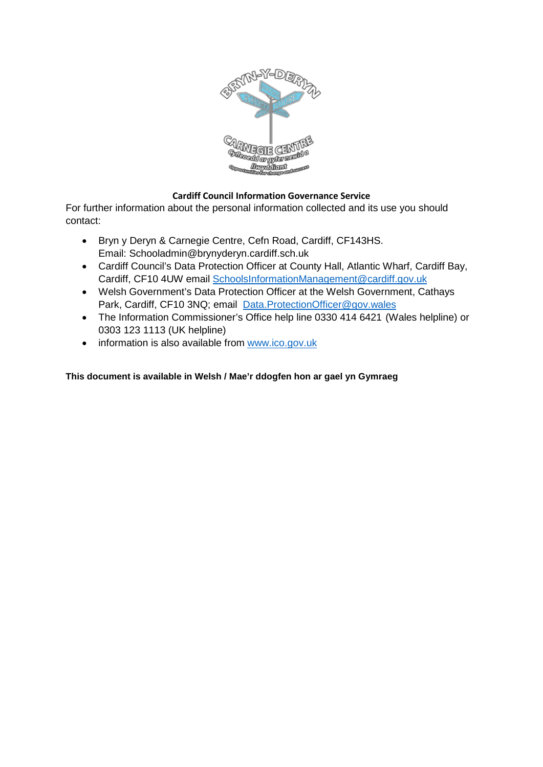**Cardiff Council Information Governance Service**

For further information about the personal information collected and its use you should contact:

- Bryn y Deryn & Carnegie Centre, Cefn Road, Cardiff, CF143HS. Email: Schooladmin@brynyderyn.cardiff.sch.uk
- Cardiff Council's Data Protection Officer at County Hall, Atlantic Wharf, Cardiff Bay, Cardiff, CF10 4UW email SchoolsInformationManagement@cardiff.gov.uk
- Welsh Government's Data Protection Officer at the Welsh Government, Cathays Park, Cardiff, CF10 3NQ; email Data.ProtectionOfficer@gov.wales
- The Information Commissioner's Office help line 0330 414 6421 (Wales helpline) or 0303 123 1113 (UK helpline)
- information is also available from www.ico.gov.uk

**This document is available in Welsh / Mae'r ddogfen hon ar gael yn Gymraeg**